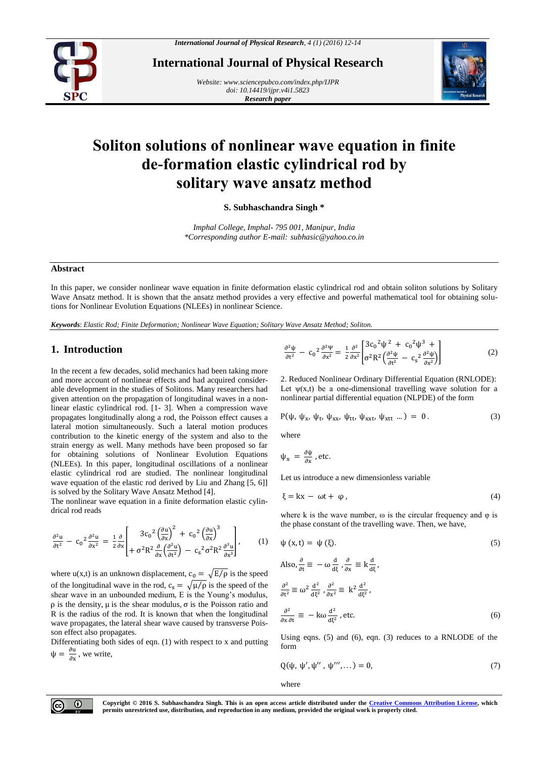# Soliton solutions of nonlinear wave equation in finite de-formation elastic cylindrical rod by solitary wave ansatz method

**S. Subhaschandra Singh \***

*Imphal College, Imphal- 795 001, Manipur, India*
*\*Corresponding author E-mail: subhasic@yahoo.co.in*

## Abstract

In this paper, we consider nonlinear wave equation in finite deformation elastic cylindrical rod and obtain soliton solutions by Solitary Wave Ansatz method. It is shown that the ansatz method provides a very effective and powerful mathematical tool for obtaining solutions for Nonlinear Evolution Equations (NLEEs) in nonlinear Science.

***Keywords***: *Elastic Rod; Finite Deformation; Nonlinear Wave Equation; Solitary Wave Ansatz Method; Soliton.*

## 1. Introduction

In the recent a few decades, solid mechanics had been taking more and more account of nonlinear effects and had acquired considerable development in the studies of Solitons. Many researchers had given attention on the propagation of longitudinal waves in a nonlinear elastic cylindrical rod. [1- 3]. When a compression wave propagates longitudinally along a rod, the Poisson effect causes a lateral motion simultaneously. Such a lateral motion produces contribution to the kinetic energy of the system and also to the strain energy as well. Many methods have been proposed so far for obtaining solutions of Nonlinear Evolution Equations (NLEEs). In this paper, longitudinal oscillations of a nonlinear elastic cylindrical rod are studied. The nonlinear longitudinal wave equation of the elastic rod derived by Liu and Zhang [5, 6]] is solved by the Solitary Wave Ansatz Method [4].

The nonlinear wave equation in a finite deformation elastic cylindrical rod reads

$$\frac{\partial^2 u}{\partial t^2} - c_0{}^2\frac{\partial^2 u}{\partial x^2} = \frac{1}{2}\frac{\partial}{\partial x}\left[\begin{matrix} 3c_0{}^2\left(\frac{\partial u}{\partial x}\right)^2 + c_0{}^2\left(\frac{\partial u}{\partial x}\right)^3 \\ +\sigma^2 R^2\frac{\partial}{\partial x}\left(\frac{\partial^2 u}{\partial t^2}\right) - c_s{}^2\sigma^2 R^2\frac{\partial^3 u}{\partial x^3}\end{matrix}\right], \tag{1}$$

where $u(x,t)$ is an unknown displacement, $c_0 = \sqrt{E/\rho}$ is the speed of the longitudinal wave in the rod, $c_s = \sqrt{\mu/\rho}$ is the speed of the shear wave in an unbounded medium, E is the Young's modulus, $\rho$ is the density, $\mu$ is the shear modulus, $\sigma$ is the Poisson ratio and R is the radius of the rod. It is known that when the longitudinal wave propagates, the lateral shear wave caused by transverse Poisson effect also propagates.

Differentiating both sides of eqn. (1) with respect to x and putting $\psi = \frac{\partial u}{\partial x}$, we write,

$$\frac{\partial^2\psi}{\partial t^2} - c_0{}^2\frac{\partial^2\psi}{\partial x^2} = \frac{1}{2}\frac{\partial^2}{\partial x^2}\left[\begin{matrix} 3c_0{}^2\psi^2 + c_0{}^2\psi^3 + \\ \sigma^2 R^2\left(\frac{\partial^2\psi}{\partial t^2} - c_s{}^2\frac{\partial^2\psi}{\partial x^2}\right)\end{matrix}\right] \tag{2}$$

2. Reduced Nonlinear Ordinary Differential Equation (RNLODE): Let $\psi(x,t)$ be a one-dimensional travelling wave solution for a nonlinear partial differential equation (NLPDE) of the form

$$P(\psi,\ \psi_x,\ \psi_t,\ \psi_{xx},\ \psi_{tt},\ \psi_{xxt},\ \psi_{xtt}\ \ldots) = 0. \tag{3}$$

where

$$\psi_x = \frac{\partial\psi}{\partial x}, \text{etc.}$$

Let us introduce a new dimensionless variable

$$\xi = kx - \omega t + \varphi, \tag{4}$$

where k is the wave number, $\omega$ is the circular frequency and $\varphi$ is the phase constant of the travelling wave. Then, we have,

$$\psi(x,t) = \psi(\xi). \tag{5}$$

$$\text{Also}, \frac{\partial}{\partial t} \equiv -\omega\frac{d}{d\xi}, \frac{\partial}{\partial x} \equiv k\frac{d}{d\xi},$$

$$\frac{\partial^2}{\partial t^2} \equiv \omega^2\frac{d^2}{d\xi^2}, \frac{\partial^2}{\partial x^2} \equiv k^2\frac{d^2}{d\xi^2},$$

$$\frac{\partial^2}{\partial x\,\partial t} \equiv -k\omega\frac{d^2}{d\xi^2}, \text{etc.} \tag{6}$$

Using eqns. (5) and (6), eqn. (3) reduces to a RNLODE of the form

$$Q(\psi,\ \psi',\psi'',\ \psi''',\ldots) = 0, \tag{7}$$

where

Copyright © 2016 S. Subhaschandra Singh. This is an open access article distributed under the Creative Commons Attribution License, which permits unrestricted use, distribution, and reproduction in any medium, provided the original work is properly cited.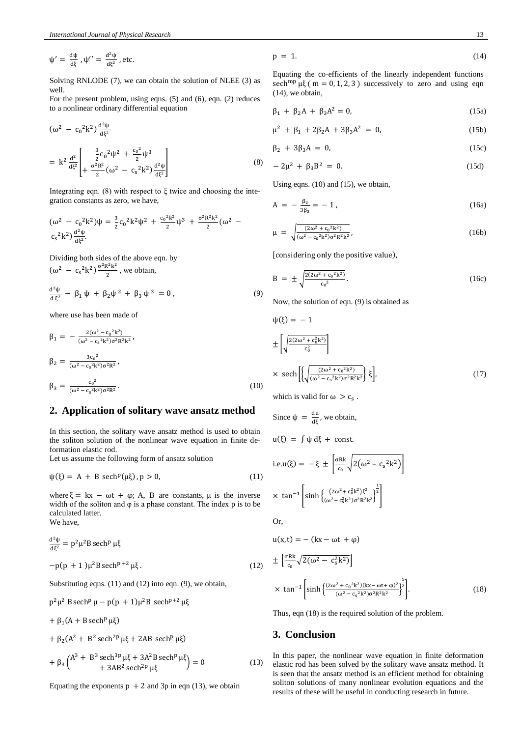$\psi' = \frac{d\psi}{d\xi}, \psi'' = \frac{d^2\psi}{d\xi^2}$, etc.

Solving RNLODE (7), we can obtain the solution of NLEE (3) as well.

For the present problem, using eqns. (5) and (6), eqn. (2) reduces to a nonlinear ordinary differential equation

$$(\omega^2 - c_0{}^2k^2)\frac{d^2\psi}{d\xi^2} = k^2\frac{d^2}{d\xi^2}\left[\begin{matrix}\frac{3}{2}c_0{}^2\psi^2 + \frac{c_0{}^2}{2}\psi^3 \\ + \frac{\sigma^2R^2}{2}(\omega^2 - c_s{}^2k^2)\frac{d^2\psi}{d\xi^2}\end{matrix}\right] \tag{8}$$

Integrating eqn. (8) with respect to $\xi$ twice and choosing the integration constants as zero, we have,

$$(\omega^2 - c_0{}^2k^2)\psi = \frac{3}{2}c_0{}^2k^2\psi^2 + \frac{c_0{}^2k^2}{2}\psi^3 + \frac{\sigma^2R^2k^2}{2}(\omega^2 - c_s{}^2k^2)\frac{d^2\psi}{d\xi^2}.$$

Dividing both sides of the above eqn. by $(\omega^2 - c_s{}^2k^2)\frac{\sigma^2R^2k^2}{2}$, we obtain,

$$\frac{d^2\psi}{d\xi^2} - \beta_1\psi + \beta_2\psi^2 + \beta_3\psi^3 = 0, \tag{9}$$

where use has been made of

$$\beta_1 = -\frac{2(\omega^2 - c_0{}^2k^2)}{(\omega^2 - c_s{}^2k^2)\sigma^2R^2k^2},$$

$$\beta_2 = \frac{3c_0{}^2}{(\omega^2 - c_s{}^2k^2)\sigma^2R^2},$$

$$\beta_3 = \frac{c_0{}^2}{(\omega^2 - c_s{}^2k^2)\sigma^2R^2}. \tag{10}$$

## 2. Application of solitary wave ansatz method

In this section, the solitary wave ansatz method is used to obtain the soliton solution of the nonlinear wave equation in finite deformation elastic rod.

Let us assume the following form of ansatz solution

$$\psi(\xi) = A + B\,\mathrm{sech}^p(\mu\xi), p > 0, \tag{11}$$

where $\xi = kx - \omega t + \varphi$; A, B are constants, $\mu$ is the inverse width of the soliton and $\varphi$ is a phase constant. The index p is to be calculated latter.

We have,

$$\frac{d^2\psi}{d\xi^2} = p^2\mu^2B\,\mathrm{sech}^p\,\mu\xi - p(p+1)\mu^2B\,\mathrm{sech}^{p+2}\,\mu\xi. \tag{12}$$

Substituting eqns. (11) and (12) into eqn. (9), we obtain,

$$p^2\mu^2\,B\,\mathrm{sech}^p\,\mu - p(p+1)\mu^2B\,\mathrm{sech}^{p+2}\,\mu\xi + \beta_1(A + B\,\mathrm{sech}^p\,\mu\xi) + \beta_2(A^2 + B^2\,\mathrm{sech}^{2p}\,\mu\xi + 2AB\,\mathrm{sech}^p\,\mu\xi) + \beta_3\begin{pmatrix}A^3 + B^3\,\mathrm{sech}^{3p}\,\mu\xi + 3A^2B\,\mathrm{sech}^p\,\mu\xi \\ + 3AB^2\,\mathrm{sech}^{2p}\,\mu\xi\end{pmatrix} = 0 \tag{13}$$

Equating the exponents $p + 2$ and $3p$ in eqn (13), we obtain

$$p = 1. \tag{14}$$

Equating the co-efficients of the linearly independent functions $\mathrm{sech}^{mp}\,\mu\xi$ ( $m = 0, 1, 2, 3$ ) successively to zero and using eqn (14), we obtain,

$$\beta_1 + \beta_2A + \beta_3A^2 = 0, \tag{15a}$$

$$\mu^2 + \beta_1 + 2\beta_2A + 3\beta_3A^2 = 0, \tag{15b}$$

$$\beta_2 + 3\beta_3A = 0, \tag{15c}$$

$$-2\mu^2 + \beta_3B^2 = 0. \tag{15d}$$

Using eqns. (10) and (15), we obtain,

$$A = -\frac{\beta_2}{3\beta_3} = -1, \tag{16a}$$

$$\mu = \sqrt{\frac{(2\omega^2 + c_0{}^2k^2)}{(\omega^2 - c_s{}^2k^2)\sigma^2R^2k^2}}, \tag{16b}$$

[considering only the positive value),

$$B = \pm\sqrt{\frac{2(2\omega^2 + c_0{}^2k^2)}{c_0{}^2}}. \tag{16c}$$

Now, the solution of eqn. (9) is obtained as

$$\psi(\xi) = -1 \pm \left[\sqrt{\frac{2(2\omega^2 + c_0^2k^2)}{c_0^2}}\right] \times \mathrm{sech}\left[\left\{\sqrt{\frac{(2\omega^2 + c_0{}^2k^2)}{(\omega^2 - c_s{}^2k^2)\sigma^2R^2k^2}}\right\}\xi\right], \tag{17}$$

which is valid for $\omega > c_s$.

Since $\psi = \frac{du}{d\xi}$, we obtain,

$$u(\xi) = \int\psi\,d\xi + \text{const.}$$

$$\text{i.e.} u(\xi) = -\xi \pm \left[\frac{\sigma Rk}{c_0}\sqrt{2(\omega^2 - c_s{}^2k^2)}\right] \times \tan^{-1}\left[\sinh\left\{\frac{(2\omega^2 + c_0^2k^2)\xi^2}{(\omega^2 - c_s^2k^2)\sigma^2R^2k^2}\right\}^{\frac{1}{2}}\right]$$

Or,

$$u(x,t) = -(kx - \omega t + \varphi) \pm \left[\frac{\sigma Rk}{c_0}\sqrt{2(\omega^2 - c_s^2k^2)}\right] \times \tan^{-1}\left[\sinh\left\{\frac{(2\omega^2 + c_0{}^2k^2)(kx - \omega t + \varphi)^2}{(\omega^2 - c_s{}^2k^2)\sigma^2R^2k^2}\right\}^{\frac{1}{2}}\right]. \tag{18}$$

Thus, eqn (18) is the required solution of the problem.

## 3. Conclusion

In this paper, the nonlinear wave equation in finite deformation elastic rod has been solved by the solitary wave ansatz method. It is seen that the ansatz method is an efficient method for obtaining soliton solutions of many nonlinear evolution equations and the results of these will be useful in conducting research in future.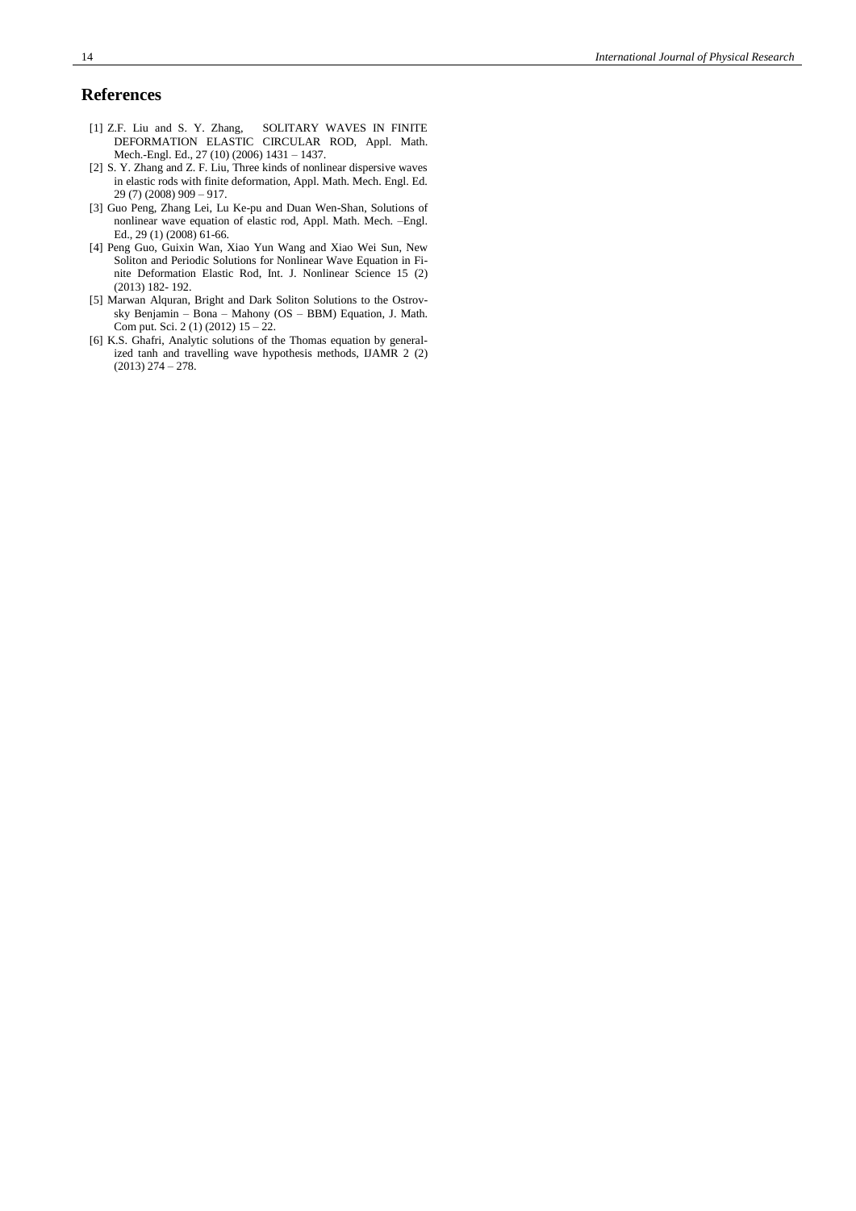## References

[1] Z.F. Liu and S. Y. Zhang, SOLITARY WAVES IN FINITE DEFORMATION ELASTIC CIRCULAR ROD, Appl. Math. Mech.-Engl. Ed., 27 (10) (2006) 1431 – 1437.

[2] S. Y. Zhang and Z. F. Liu, Three kinds of nonlinear dispersive waves in elastic rods with finite deformation, Appl. Math. Mech. Engl. Ed. 29 (7) (2008) 909 – 917.

[3] Guo Peng, Zhang Lei, Lu Ke-pu and Duan Wen-Shan, Solutions of nonlinear wave equation of elastic rod, Appl. Math. Mech. –Engl. Ed., 29 (1) (2008) 61-66.

[4] Peng Guo, Guixin Wan, Xiao Yun Wang and Xiao Wei Sun, New Soliton and Periodic Solutions for Nonlinear Wave Equation in Finite Deformation Elastic Rod, Int. J. Nonlinear Science 15 (2) (2013) 182- 192.

[5] Marwan Alquran, Bright and Dark Soliton Solutions to the Ostrovsky Benjamin – Bona – Mahony (OS – BBM) Equation, J. Math. Com put. Sci. 2 (1) (2012) 15 – 22.

[6] K.S. Ghafri, Analytic solutions of the Thomas equation by generalized tanh and travelling wave hypothesis methods, IJAMR 2 (2) (2013) 274 – 278.